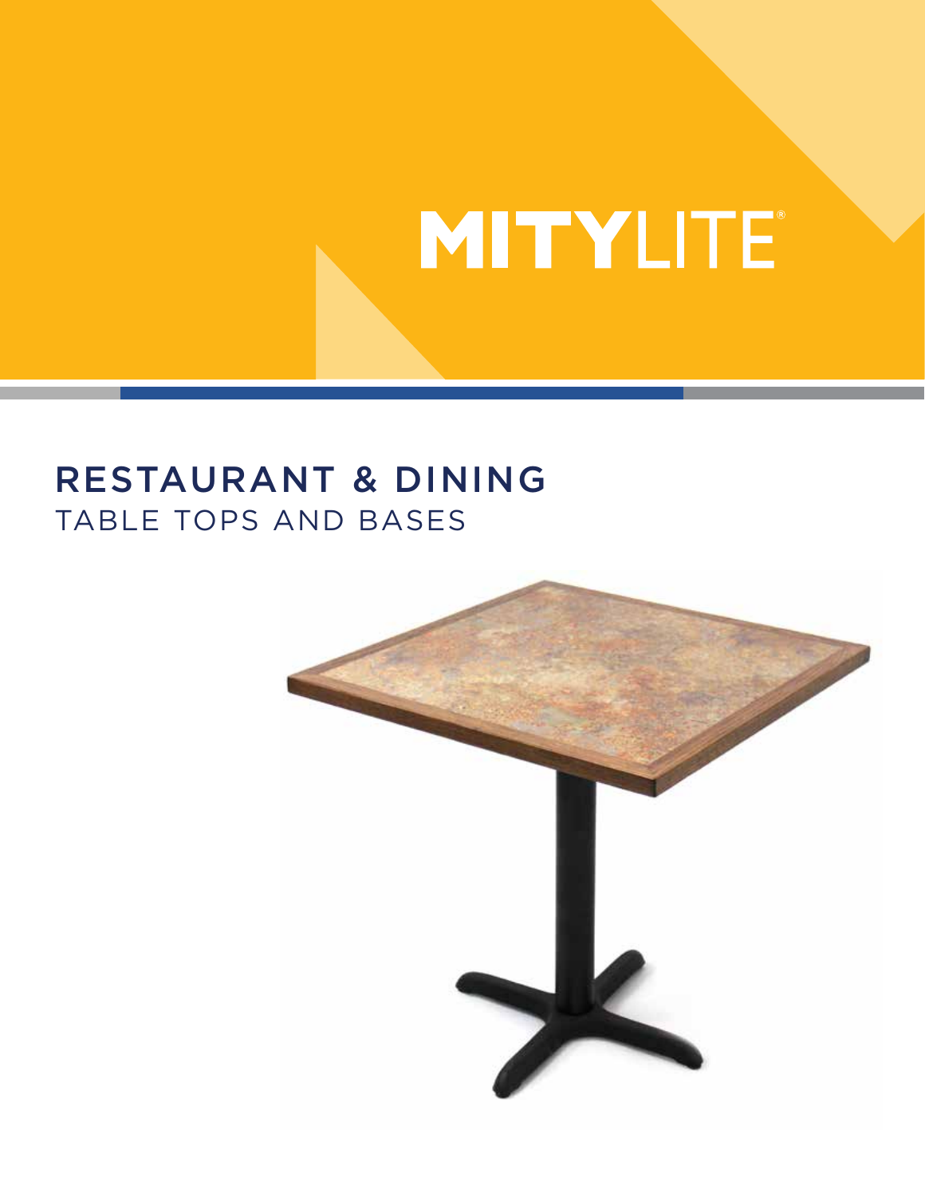MITYLITE®

# RESTAURANT & DINING

## TABLE TOPS AND BASES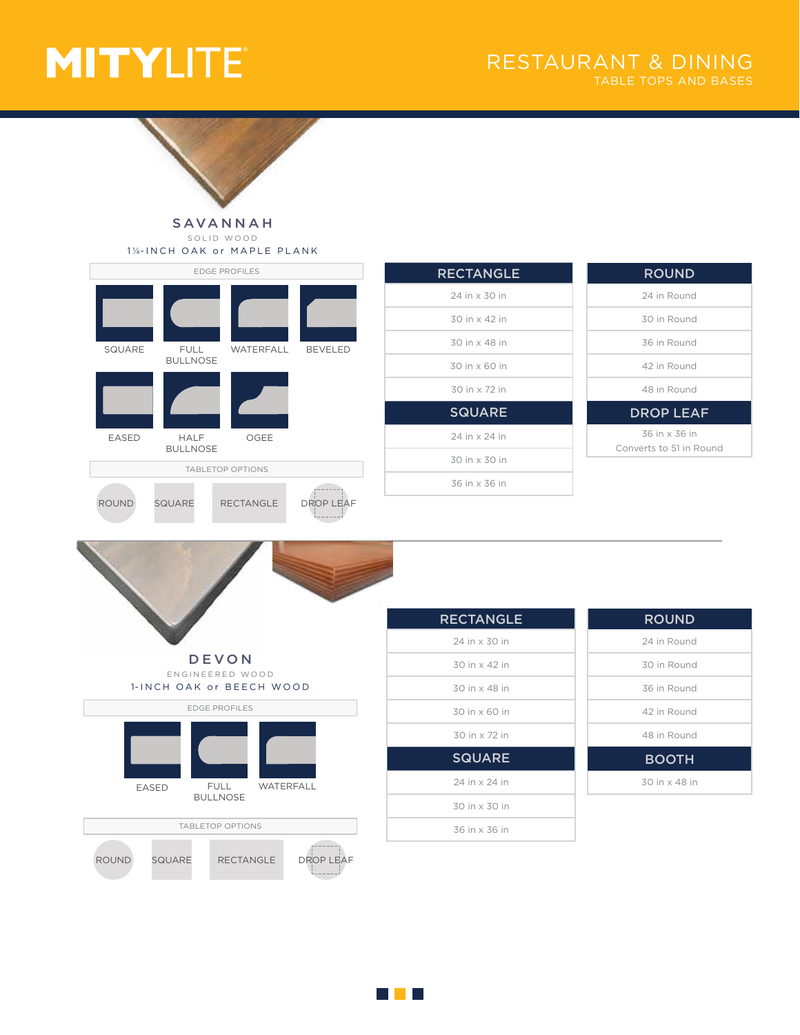# RESTAURANT & DINING

## TABLE TOPS AND BASES

## SAVANNAH

SOLID WOOD

1¼-INCH OAK or MAPLE PLANK

**EDGE PROFILES**

- SQUARE
- FULL BULLNOSE
- WATERFALL
- BEVELED
- EASED
- HALF BULLNOSE
- OGEE

**TABLETOP OPTIONS**

- ROUND
- SQUARE
- RECTANGLE
- DROP LEAF

| RECTANGLE |
|---|
| 24 in x 30 in |
| 30 in x 42 in |
| 30 in x 48 in |
| 30 in x 60 in |
| 30 in x 72 in |

| SQUARE |
|---|
| 24 in x 24 in |
| 30 in x 30 in |
| 36 in x 36 in |

| ROUND |
|---|
| 24 in Round |
| 30 in Round |
| 36 in Round |
| 42 in Round |
| 48 in Round |

| DROP LEAF |
|---|
| 36 in x 36 in Converts to 51 in Round |

## DEVON

ENGINEERED WOOD

1-INCH OAK or BEECH WOOD

**EDGE PROFILES**

- EASED
- FULL BULLNOSE
- WATERFALL

**TABLETOP OPTIONS**

- ROUND
- SQUARE
- RECTANGLE
- DROP LEAF

| RECTANGLE |
|---|
| 24 in x 30 in |
| 30 in x 42 in |
| 30 in x 48 in |
| 30 in x 60 in |
| 30 in x 72 in |

| SQUARE |
|---|
| 24 in x 24 in |
| 30 in x 30 in |
| 36 in x 36 in |

| ROUND |
|---|
| 24 in Round |
| 30 in Round |
| 36 in Round |
| 42 in Round |
| 48 in Round |

| BOOTH |
|---|
| 30 in x 48 in |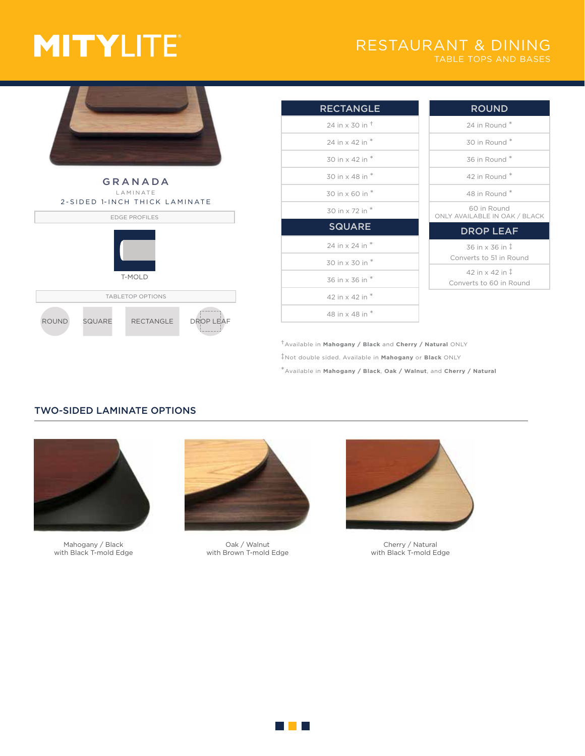# MITYLITE

## RESTAURANT & DINING
TABLE TOPS AND BASES

### GRANADA
LAMINATE

2-SIDED 1-INCH THICK LAMINATE

**EDGE PROFILES**

T-MOLD

**TABLETOP OPTIONS**

ROUND | SQUARE | RECTANGLE | DROP LEAF

| RECTANGLE |
|---|
| 24 in x 30 in † |
| 24 in x 42 in * |
| 30 in x 42 in * |
| 30 in x 48 in * |
| 30 in x 60 in * |
| 30 in x 72 in * |

| SQUARE |
|---|
| 24 in x 24 in * |
| 30 in x 30 in * |
| 36 in x 36 in * |
| 42 in x 42 in * |
| 48 in x 48 in * |

| ROUND |
|---|
| 24 in Round * |
| 30 in Round * |
| 36 in Round * |
| 42 in Round * |
| 48 in Round * |
| 60 in Round ONLY AVAILABLE IN OAK / BLACK |

| DROP LEAF |
|---|
| 36 in x 36 in ‡ Converts to 51 in Round |
| 42 in x 42 in ‡ Converts to 60 in Round |

† Available in **Mahogany / Black** and **Cherry / Natural** ONLY

‡ Not double sided. Available in **Mahogany** or **Black** ONLY

* Available in **Mahogany / Black**, **Oak / Walnut**, and **Cherry / Natural**

## TWO-SIDED LAMINATE OPTIONS

Mahogany / Black
with Black T-mold Edge

Oak / Walnut
with Brown T-mold Edge

Cherry / Natural
with Black T-mold Edge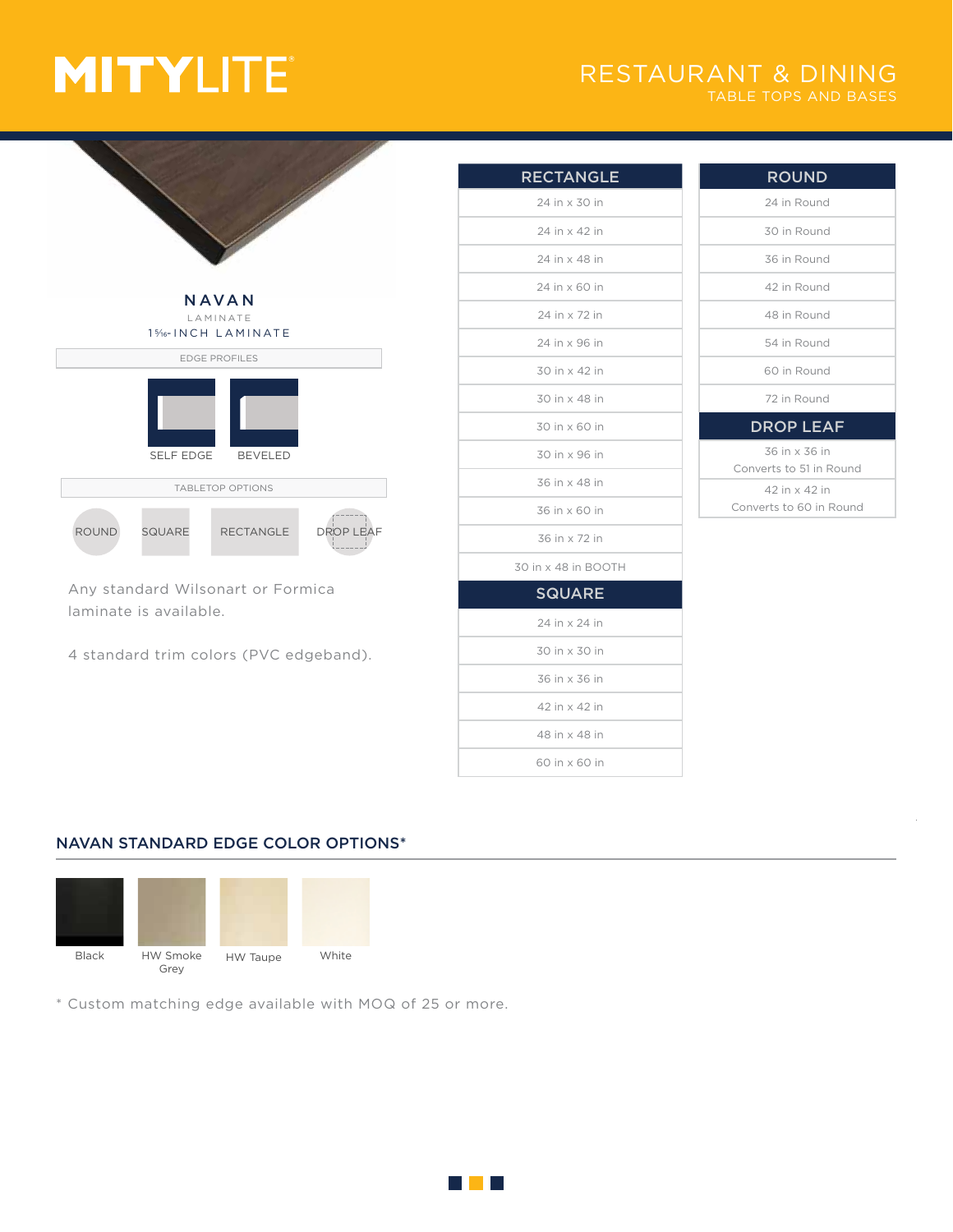# MITYLITE

## RESTAURANT & DINING
TABLE TOPS AND BASES

## NAVAN

LAMINATE

1 5⁄16-INCH LAMINATE

EDGE PROFILES

SELF EDGE

BEVELED

TABLETOP OPTIONS

ROUND

SQUARE

RECTANGLE

DROP LEAF

Any standard Wilsonart or Formica laminate is available.

4 standard trim colors (PVC edgeband).

| RECTANGLE |
| --- |
| 24 in x 30 in |
| 24 in x 42 in |
| 24 in x 48 in |
| 24 in x 60 in |
| 24 in x 72 in |
| 24 in x 96 in |
| 30 in x 42 in |
| 30 in x 48 in |
| 30 in x 60 in |
| 30 in x 96 in |
| 36 in x 48 in |
| 36 in x 60 in |
| 36 in x 72 in |
| 30 in x 48 in BOOTH |

| SQUARE |
| --- |
| 24 in x 24 in |
| 30 in x 30 in |
| 36 in x 36 in |
| 42 in x 42 in |
| 48 in x 48 in |
| 60 in x 60 in |

| ROUND |
| --- |
| 24 in Round |
| 30 in Round |
| 36 in Round |
| 42 in Round |
| 48 in Round |
| 54 in Round |
| 60 in Round |
| 72 in Round |

| DROP LEAF |
| --- |
| 36 in x 36 in Converts to 51 in Round |
| 42 in x 42 in Converts to 60 in Round |

## NAVAN STANDARD EDGE COLOR OPTIONS*

Black

HW Smoke Grey

HW Taupe

White

\* Custom matching edge available with MOQ of 25 or more.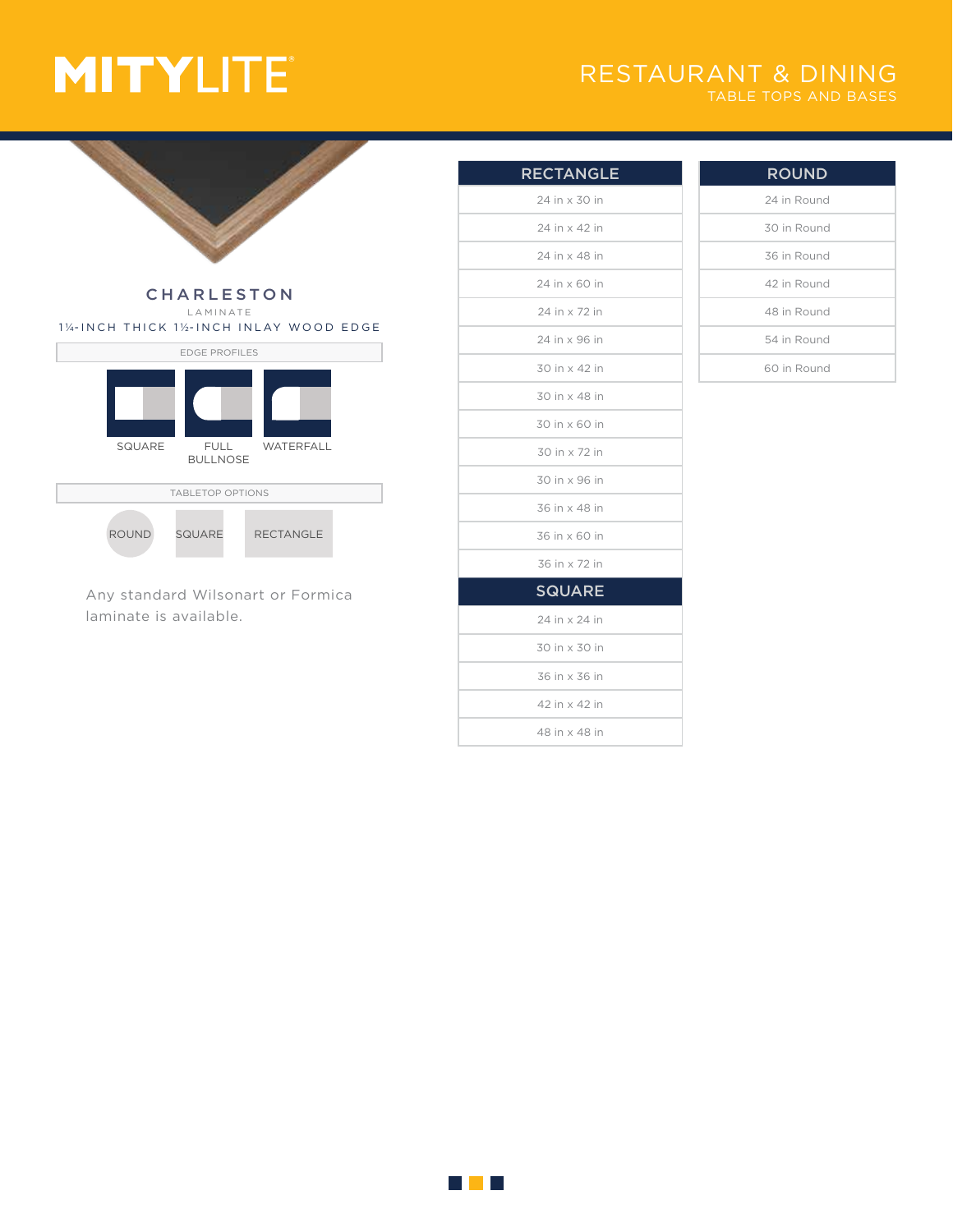## CHARLESTON

LAMINATE

1¼-INCH THICK 1½-INCH INLAY WOOD EDGE

EDGE PROFILES

SQUARE | FULL BULLNOSE | WATERFALL

TABLETOP OPTIONS

ROUND | SQUARE | RECTANGLE

Any standard Wilsonart or Formica laminate is available.

| RECTANGLE |
|---|
| 24 in x 30 in |
| 24 in x 42 in |
| 24 in x 48 in |
| 24 in x 60 in |
| 24 in x 72 in |
| 24 in x 96 in |
| 30 in x 42 in |
| 30 in x 48 in |
| 30 in x 60 in |
| 30 in x 72 in |
| 30 in x 96 in |
| 36 in x 48 in |
| 36 in x 60 in |
| 36 in x 72 in |

| SQUARE |
|---|
| 24 in x 24 in |
| 30 in x 30 in |
| 36 in x 36 in |
| 42 in x 42 in |
| 48 in x 48 in |

| ROUND |
|---|
| 24 in Round |
| 30 in Round |
| 36 in Round |
| 42 in Round |
| 48 in Round |
| 54 in Round |
| 60 in Round |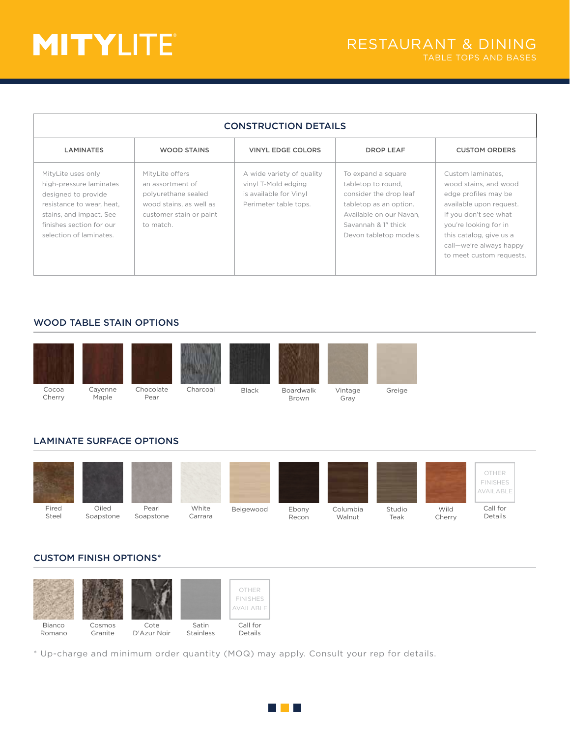# RESTAURANT & DINING
## TABLE TOPS AND BASES

| CONSTRUCTION DETAILS | | | | |
|---|---|---|---|---|
| LAMINATES | WOOD STAINS | VINYL EDGE COLORS | DROP LEAF | CUSTOM ORDERS |
| MityLite uses only high-pressure laminates designed to provide resistance to wear, heat, stains, and impact. See finishes section for our selection of laminates. | MityLite offers an assortment of polyurethane sealed wood stains, as well as customer stain or paint to match. | A wide variety of quality vinyl T-Mold edging is available for Vinyl Perimeter table tops. | To expand a square tabletop to round, consider the drop leaf tabletop as an option. Available on our Navan, Savannah & 1" thick Devon tabletop models. | Custom laminates, wood stains, and wood edge profiles may be available upon request. If you don't see what you're looking for in this catalog, give us a call—we're always happy to meet custom requests. |

## WOOD TABLE STAIN OPTIONS

- Cocoa Cherry
- Cayenne Maple
- Chocolate Pear
- Charcoal
- Black
- Boardwalk Brown
- Vintage Gray
- Greige

## LAMINATE SURFACE OPTIONS

- Fired Steel
- Oiled Soapstone
- Pearl Soapstone
- White Carrara
- Beigewood
- Ebony Recon
- Columbia Walnut
- Studio Teak
- Wild Cherry
- OTHER FINISHES AVAILABLE — Call for Details

## CUSTOM FINISH OPTIONS*

- Bianco Romano
- Cosmos Granite
- Cote D'Azur Noir
- Satin Stainless
- OTHER FINISHES AVAILABLE — Call for Details

* Up-charge and minimum order quantity (MOQ) may apply. Consult your rep for details.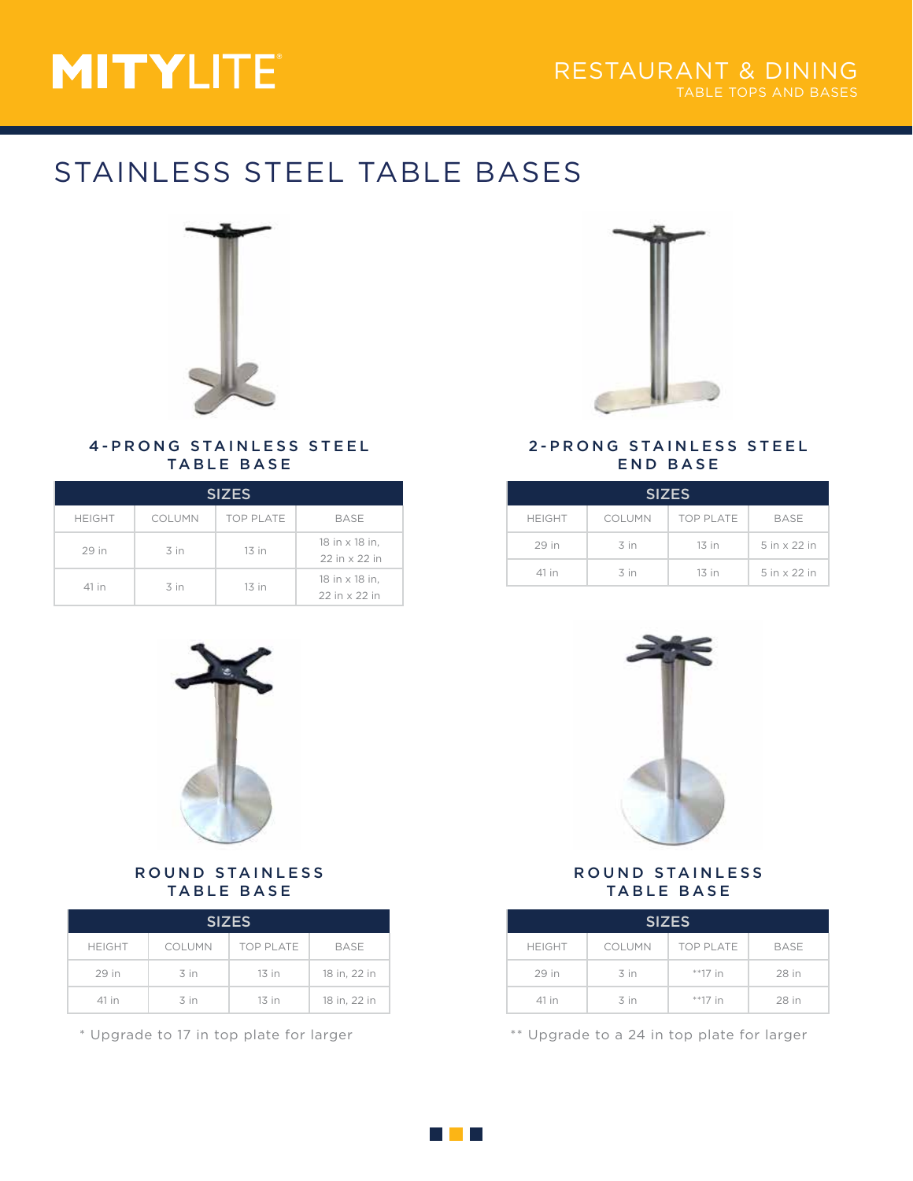# STAINLESS STEEL TABLE BASES

### 4-PRONG STAINLESS STEEL TABLE BASE

| SIZES | | | |
|---|---|---|---|
| HEIGHT | COLUMN | TOP PLATE | BASE |
| 29 in | 3 in | 13 in | 18 in x 18 in, 22 in x 22 in |
| 41 in | 3 in | 13 in | 18 in x 18 in, 22 in x 22 in |

### 2-PRONG STAINLESS STEEL END BASE

| SIZES | | | |
|---|---|---|---|
| HEIGHT | COLUMN | TOP PLATE | BASE |
| 29 in | 3 in | 13 in | 5 in x 22 in |
| 41 in | 3 in | 13 in | 5 in x 22 in |

### ROUND STAINLESS TABLE BASE

| SIZES | | | |
|---|---|---|---|
| HEIGHT | COLUMN | TOP PLATE | BASE |
| 29 in | 3 in | 13 in | 18 in, 22 in |
| 41 in | 3 in | 13 in | 18 in, 22 in |

* Upgrade to 17 in top plate for larger

### ROUND STAINLESS TABLE BASE

| SIZES | | | |
|---|---|---|---|
| HEIGHT | COLUMN | TOP PLATE | BASE |
| 29 in | 3 in | **17 in | 28 in |
| 41 in | 3 in | **17 in | 28 in |

** Upgrade to a 24 in top plate for larger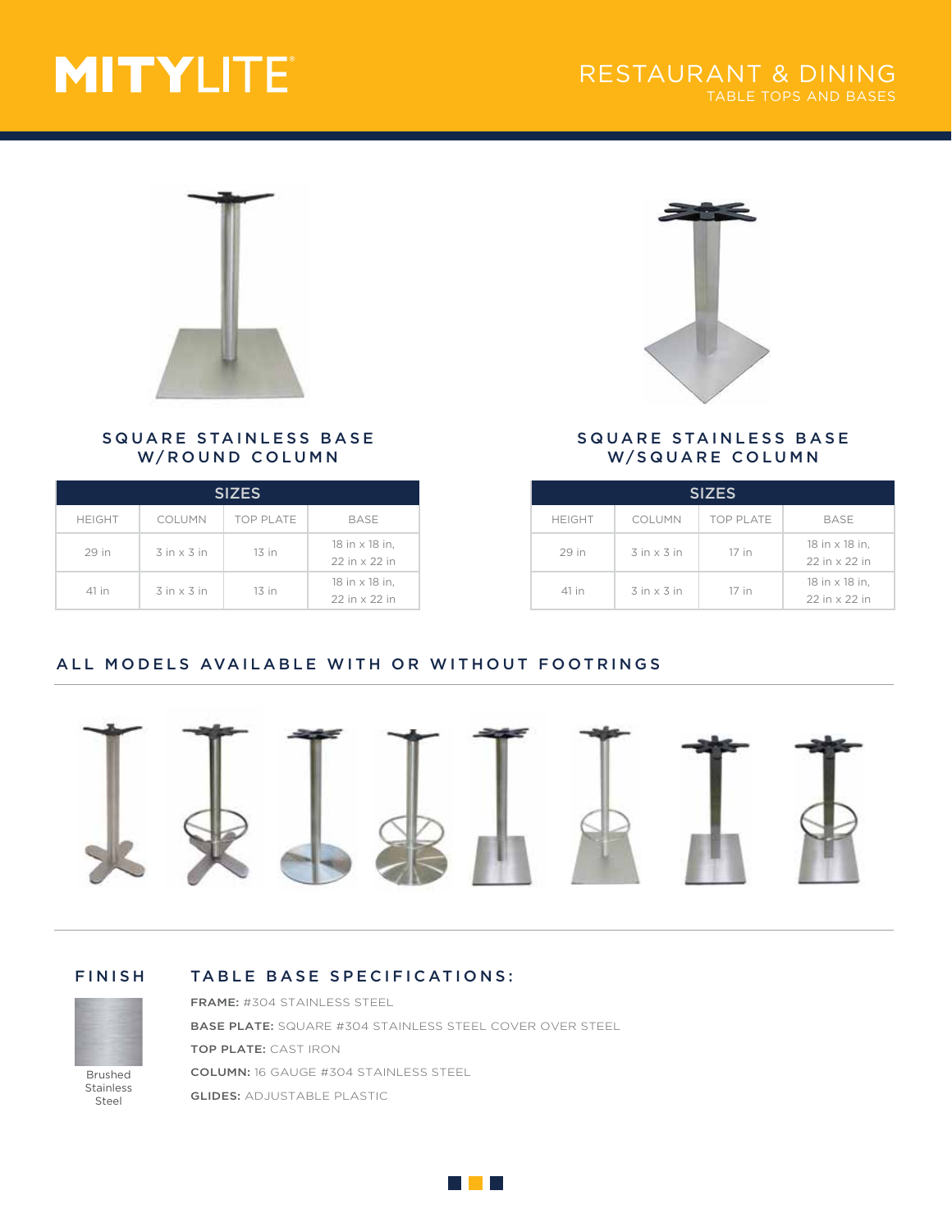# MITYLITE

## RESTAURANT & DINING
TABLE TOPS AND BASES

### SQUARE STAINLESS BASE W/ROUND COLUMN

| SIZES | | | |
|---|---|---|---|
| HEIGHT | COLUMN | TOP PLATE | BASE |
| 29 in | 3 in x 3 in | 13 in | 18 in x 18 in, 22 in x 22 in |
| 41 in | 3 in x 3 in | 13 in | 18 in x 18 in, 22 in x 22 in |

### SQUARE STAINLESS BASE W/SQUARE COLUMN

| SIZES | | | |
|---|---|---|---|
| HEIGHT | COLUMN | TOP PLATE | BASE |
| 29 in | 3 in x 3 in | 17 in | 18 in x 18 in, 22 in x 22 in |
| 41 in | 3 in x 3 in | 17 in | 18 in x 18 in, 22 in x 22 in |

### ALL MODELS AVAILABLE WITH OR WITHOUT FOOTRINGS

### FINISH

Brushed Stainless Steel

### TABLE BASE SPECIFICATIONS:

**FRAME:** #304 STAINLESS STEEL

**BASE PLATE:** SQUARE #304 STAINLESS STEEL COVER OVER STEEL

**TOP PLATE:** CAST IRON

**COLUMN:** 16 GAUGE #304 STAINLESS STEEL

**GLIDES:** ADJUSTABLE PLASTIC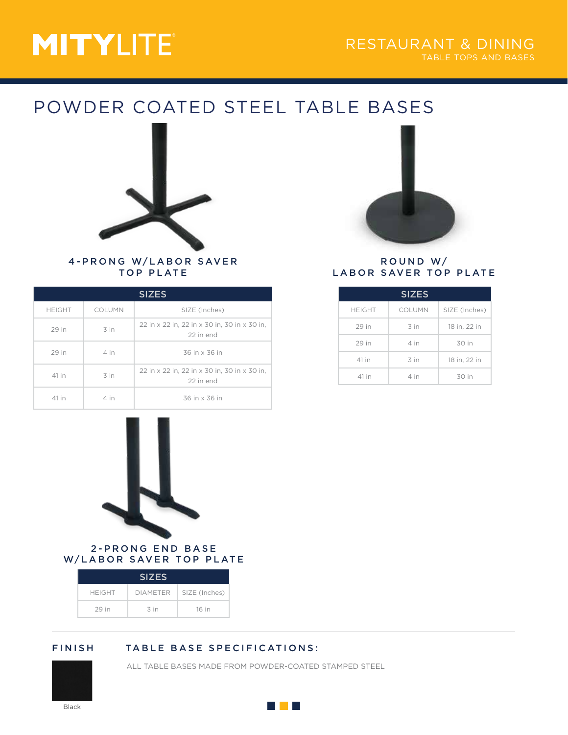# POWDER COATED STEEL TABLE BASES

### 4-PRONG W/LABOR SAVER TOP PLATE

| SIZES | | |
|---|---|---|
| HEIGHT | COLUMN | SIZE (Inches) |
| 29 in | 3 in | 22 in x 22 in, 22 in x 30 in, 30 in x 30 in, 22 in end |
| 29 in | 4 in | 36 in x 36 in |
| 41 in | 3 in | 22 in x 22 in, 22 in x 30 in, 30 in x 30 in, 22 in end |
| 41 in | 4 in | 36 in x 36 in |

### ROUND W/ LABOR SAVER TOP PLATE

| SIZES | | |
|---|---|---|
| HEIGHT | COLUMN | SIZE (Inches) |
| 29 in | 3 in | 18 in, 22 in |
| 29 in | 4 in | 30 in |
| 41 in | 3 in | 18 in, 22 in |
| 41 in | 4 in | 30 in |

### 2-PRONG END BASE W/LABOR SAVER TOP PLATE

| SIZES | | |
|---|---|---|
| HEIGHT | DIAMETER | SIZE (Inches) |
| 29 in | 3 in | 16 in |

### FINISH

Black

### TABLE BASE SPECIFICATIONS:

ALL TABLE BASES MADE FROM POWDER-COATED STAMPED STEEL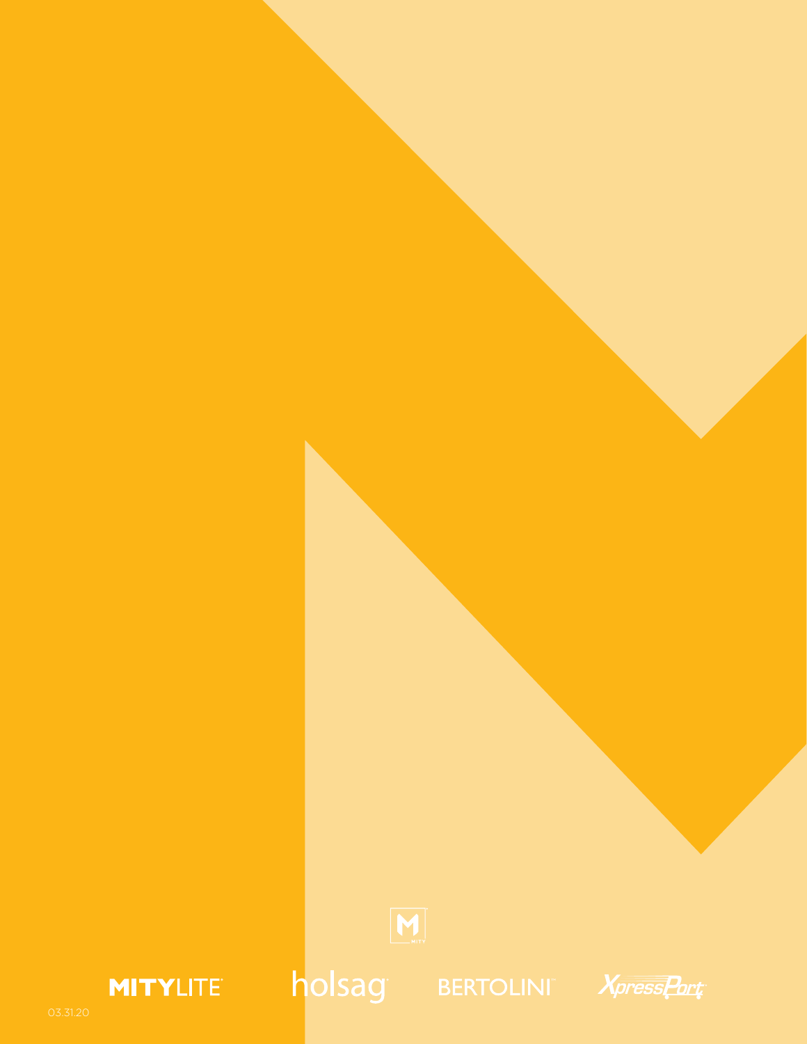MITY

MITYLITE

holsag

BERTOLINI

XpressPort

03.31.20